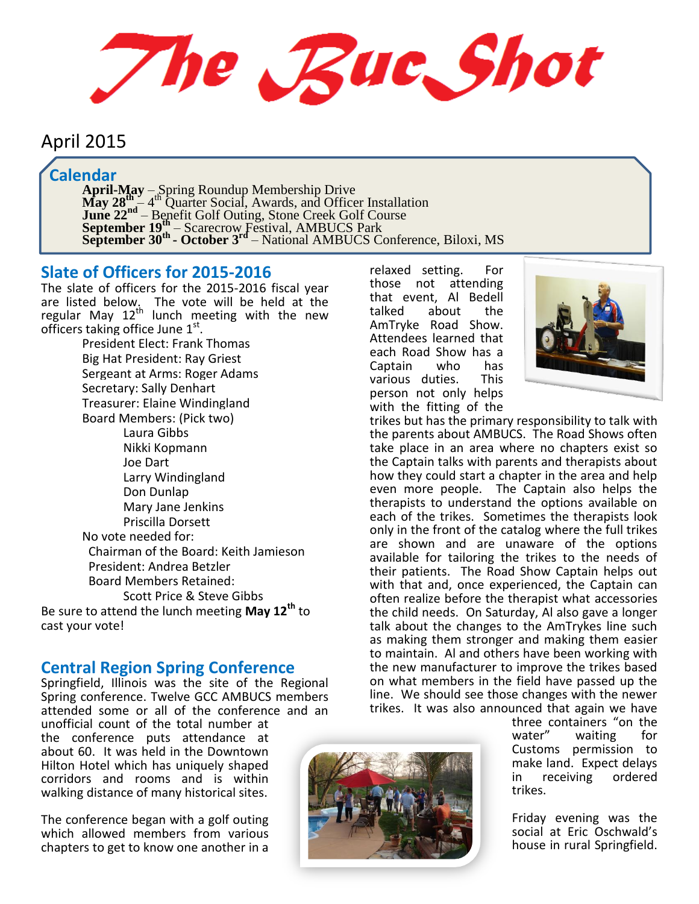# The Buc Shot

April 2015

## Calendar

**April-May** – Spring Roundup Membership Drive
**May 28th** – 4th Quarter Social, Awards, and Officer Installation
**June 22nd** – Benefit Golf Outing, Stone Creek Golf Course
**September 19th** – Scarecrow Festival, AMBUCS Park
**September 30th - October 3rd** – National AMBUCS Conference, Biloxi, MS

## Slate of Officers for 2015-2016

The slate of officers for the 2015-2016 fiscal year are listed below. The vote will be held at the regular May 12th lunch meeting with the new officers taking office June 1st.

President Elect: Frank Thomas
Big Hat President: Ray Griest
Sergeant at Arms: Roger Adams
Secretary: Sally Denhart
Treasurer: Elaine Windingland
Board Members: (Pick two)

- Laura Gibbs
- Nikki Kopmann
- Joe Dart
- Larry Windingland
- Don Dunlap
- Mary Jane Jenkins
- Priscilla Dorsett

No vote needed for:
Chairman of the Board: Keith Jamieson
President: Andrea Betzler
Board Members Retained:
Scott Price & Steve Gibbs

Be sure to attend the lunch meeting **May 12th** to cast your vote!

## Central Region Spring Conference

Springfield, Illinois was the site of the Regional Spring conference. Twelve GCC AMBUCS members attended some or all of the conference and an unofficial count of the total number at the conference puts attendance at about 60. It was held in the Downtown Hilton Hotel which has uniquely shaped corridors and rooms and is within walking distance of many historical sites.

The conference began with a golf outing which allowed members from various chapters to get to know one another in a relaxed setting. For those not attending that event, Al Bedell talked about the AmTryke Road Show. Attendees learned that each Road Show has a Captain who has various duties. This person not only helps with the fitting of the trikes but has the primary responsibility to talk with the parents about AMBUCS. The Road Shows often take place in an area where no chapters exist so the Captain talks with parents and therapists about how they could start a chapter in the area and help even more people. The Captain also helps the therapists to understand the options available on each of the trikes. Sometimes the therapists look only in the front of the catalog where the full trikes are shown and are unaware of the options available for tailoring the trikes to the needs of their patients. The Road Show Captain helps out with that and, once experienced, the Captain can often realize before the therapist what accessories the child needs. On Saturday, Al also gave a longer talk about the changes to the AmTrykes line such as making them stronger and making them easier to maintain. Al and others have been working with the new manufacturer to improve the trikes based on what members in the field have passed up the line. We should see those changes with the newer trikes. It was also announced that again we have three containers "on the water" waiting for Customs permission to make land. Expect delays in receiving ordered trikes.

Friday evening was the social at Eric Oschwald's house in rural Springfield.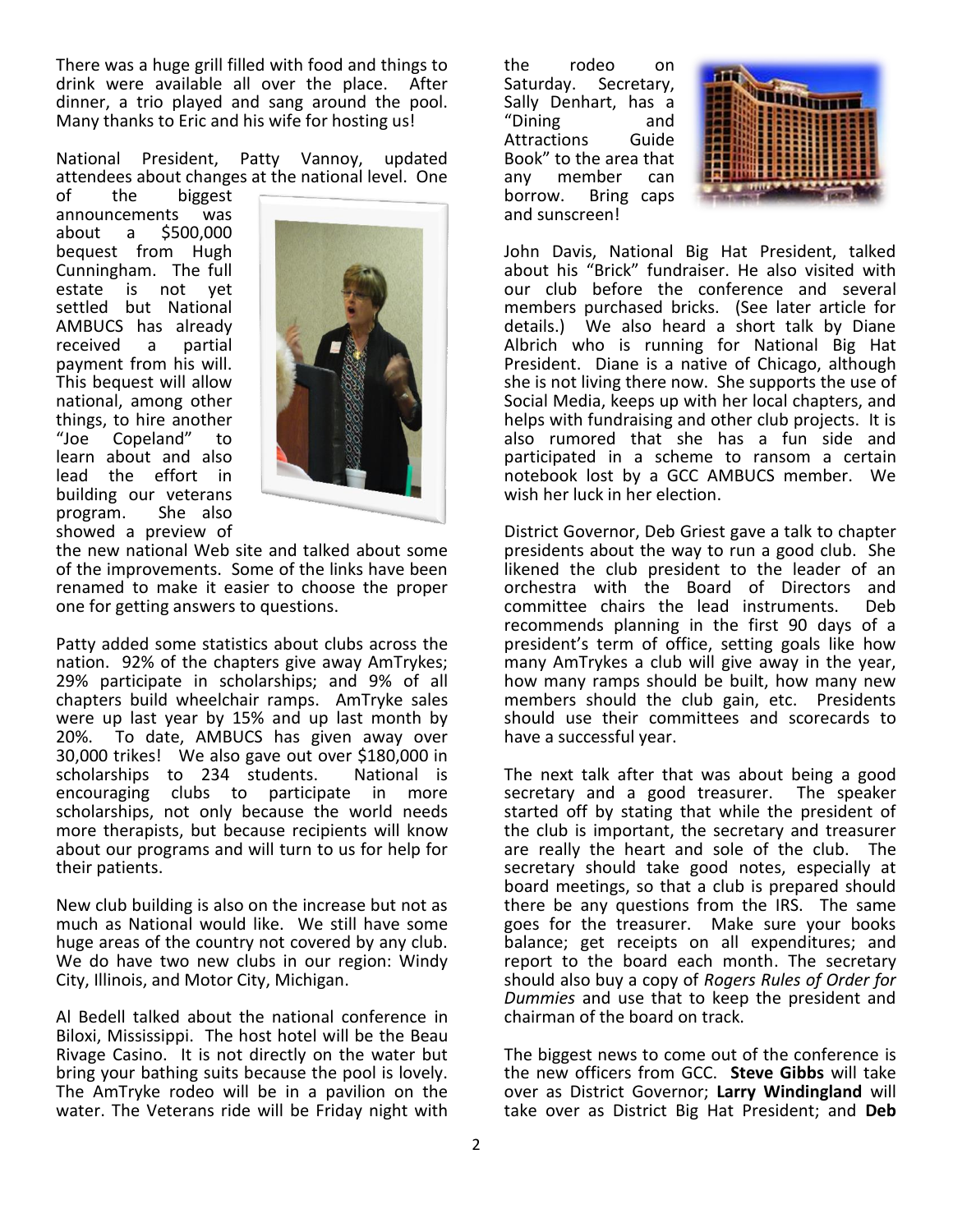There was a huge grill filled with food and things to drink were available all over the place. After dinner, a trio played and sang around the pool. Many thanks to Eric and his wife for hosting us!

National President, Patty Vannoy, updated attendees about changes at the national level. One of the biggest announcements was about a $500,000 bequest from Hugh Cunningham. The full estate is not yet settled but National AMBUCS has already received a partial payment from his will. This bequest will allow national, among other things, to hire another "Joe Copeland" to learn about and also lead the effort in building our veterans program. She also showed a preview of the new national Web site and talked about some of the improvements. Some of the links have been renamed to make it easier to choose the proper one for getting answers to questions.

Patty added some statistics about clubs across the nation. 92% of the chapters give away AmTrykes; 29% participate in scholarships; and 9% of all chapters build wheelchair ramps. AmTryke sales were up last year by 15% and up last month by 20%. To date, AMBUCS has given away over 30,000 trikes! We also gave out over $180,000 in scholarships to 234 students. National is encouraging clubs to participate in more scholarships, not only because the world needs more therapists, but because recipients will know about our programs and will turn to us for help for their patients.

New club building is also on the increase but not as much as National would like. We still have some huge areas of the country not covered by any club. We do have two new clubs in our region: Windy City, Illinois, and Motor City, Michigan.

Al Bedell talked about the national conference in Biloxi, Mississippi. The host hotel will be the Beau Rivage Casino. It is not directly on the water but bring your bathing suits because the pool is lovely. The AmTryke rodeo will be in a pavilion on the water. The Veterans ride will be Friday night with the rodeo on Saturday. Secretary, Sally Denhart, has a "Dining and Attractions Guide Book" to the area that any member can borrow. Bring caps and sunscreen!

John Davis, National Big Hat President, talked about his "Brick" fundraiser. He also visited with our club before the conference and several members purchased bricks. (See later article for details.) We also heard a short talk by Diane Albrich who is running for National Big Hat President. Diane is a native of Chicago, although she is not living there now. She supports the use of Social Media, keeps up with her local chapters, and helps with fundraising and other club projects. It is also rumored that she has a fun side and participated in a scheme to ransom a certain notebook lost by a GCC AMBUCS member. We wish her luck in her election.

District Governor, Deb Griest gave a talk to chapter presidents about the way to run a good club. She likened the club president to the leader of an orchestra with the Board of Directors and committee chairs the lead instruments. Deb recommends planning in the first 90 days of a president's term of office, setting goals like how many AmTrykes a club will give away in the year, how many ramps should be built, how many new members should the club gain, etc. Presidents should use their committees and scorecards to have a successful year.

The next talk after that was about being a good secretary and a good treasurer. The speaker started off by stating that while the president of the club is important, the secretary and treasurer are really the heart and sole of the club. The secretary should take good notes, especially at board meetings, so that a club is prepared should there be any questions from the IRS. The same goes for the treasurer. Make sure your books balance; get receipts on all expenditures; and report to the board each month. The secretary should also buy a copy of *Rogers Rules of Order for Dummies* and use that to keep the president and chairman of the board on track.

The biggest news to come out of the conference is the new officers from GCC. **Steve Gibbs** will take over as District Governor; **Larry Windingland** will take over as District Big Hat President; and **Deb**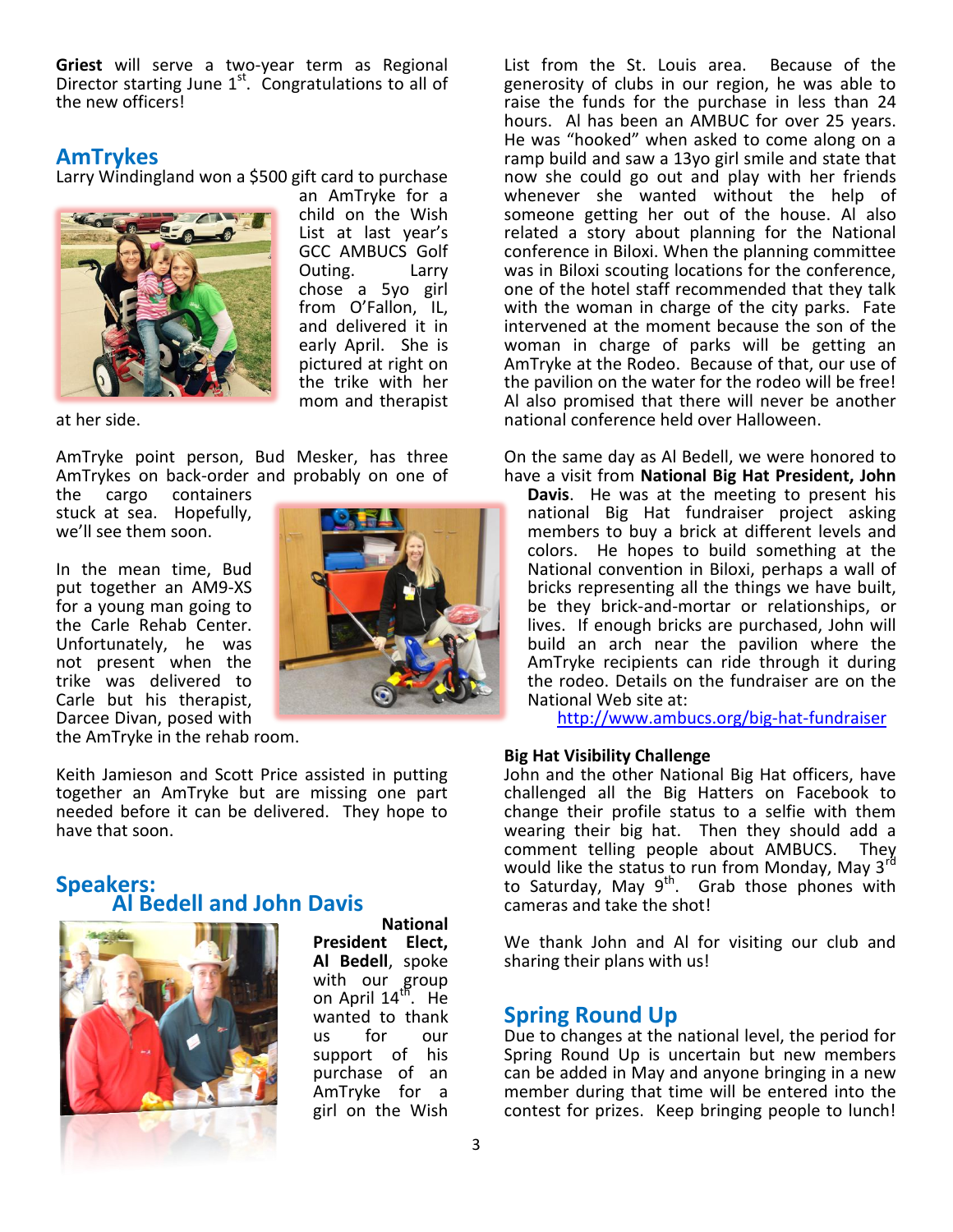**Griest** will serve a two-year term as Regional Director starting June 1st. Congratulations to all of the new officers!

## AmTrykes

Larry Windingland won a $500 gift card to purchase an AmTryke for a child on the Wish List at last year's GCC AMBUCS Golf Outing. Larry chose a 5yo girl from O'Fallon, IL, and delivered it in early April. She is pictured at right on the trike with her mom and therapist at her side.

AmTryke point person, Bud Mesker, has three AmTrykes on back-order and probably on one of the cargo containers stuck at sea. Hopefully, we'll see them soon.

In the mean time, Bud put together an AM9-XS for a young man going to the Carle Rehab Center. Unfortunately, he was not present when the trike was delivered to Carle but his therapist, Darcee Divan, posed with the AmTryke in the rehab room.

Keith Jamieson and Scott Price assisted in putting together an AmTryke but are missing one part needed before it can be delivered. They hope to have that soon.

## Speakers: Al Bedell and John Davis

**National President Elect, Al Bedell**, spoke with our group on April 14th. He wanted to thank us for our support of his purchase of an AmTryke for a girl on the Wish List from the St. Louis area. Because of the generosity of clubs in our region, he was able to raise the funds for the purchase in less than 24 hours. Al has been an AMBUC for over 25 years. He was "hooked" when asked to come along on a ramp build and saw a 13yo girl smile and state that now she could go out and play with her friends whenever she wanted without the help of someone getting her out of the house. Al also related a story about planning for the National conference in Biloxi. When the planning committee was in Biloxi scouting locations for the conference, one of the hotel staff recommended that they talk with the woman in charge of the city parks. Fate intervened at the moment because the son of the woman in charge of parks will be getting an AmTryke at the Rodeo. Because of that, our use of the pavilion on the water for the rodeo will be free! Al also promised that there will never be another national conference held over Halloween.

On the same day as Al Bedell, we were honored to have a visit from **National Big Hat President, John Davis**. He was at the meeting to present his national Big Hat fundraiser project asking members to buy a brick at different levels and colors. He hopes to build something at the National convention in Biloxi, perhaps a wall of bricks representing all the things we have built, be they brick-and-mortar or relationships, or lives. If enough bricks are purchased, John will build an arch near the pavilion where the AmTryke recipients can ride through it during the rodeo. Details on the fundraiser are on the National Web site at:

http://www.ambucs.org/big-hat-fundraiser

### Big Hat Visibility Challenge

John and the other National Big Hat officers, have challenged all the Big Hatters on Facebook to change their profile status to a selfie with them wearing their big hat. Then they should add a comment telling people about AMBUCS. They would like the status to run from Monday, May 3rd to Saturday, May 9th. Grab those phones with cameras and take the shot!

We thank John and Al for visiting our club and sharing their plans with us!

## Spring Round Up

Due to changes at the national level, the period for Spring Round Up is uncertain but new members can be added in May and anyone bringing in a new member during that time will be entered into the contest for prizes. Keep bringing people to lunch!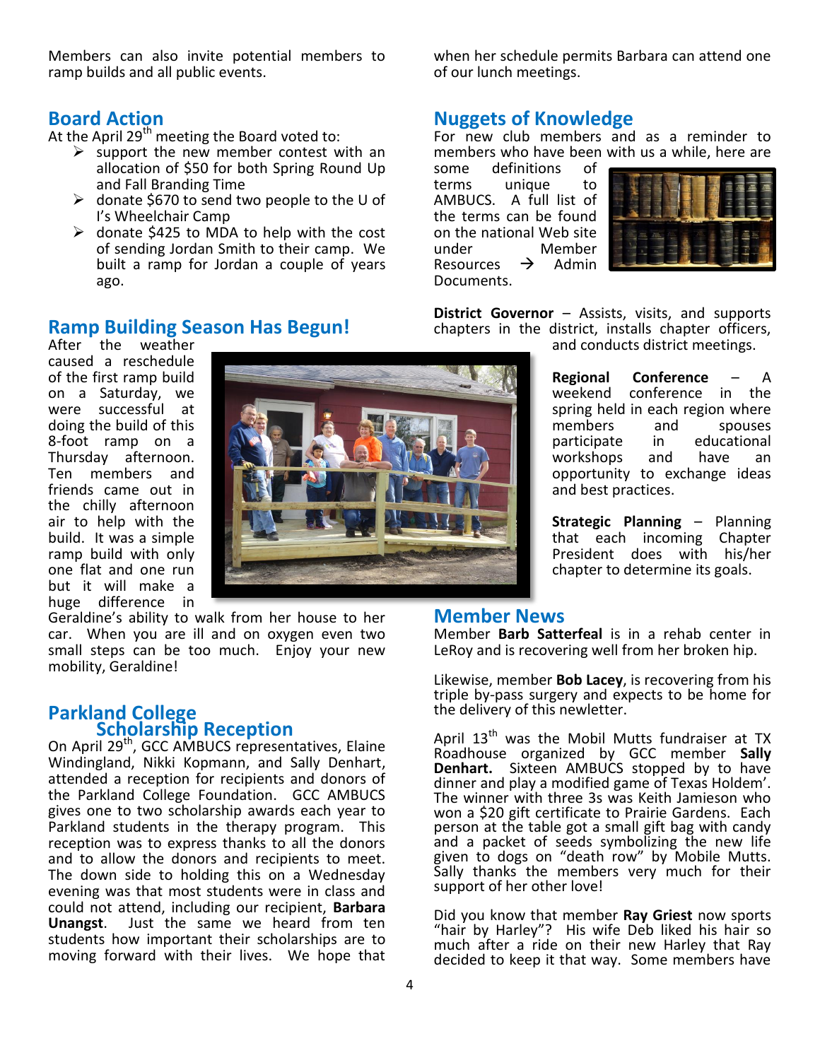Members can also invite potential members to ramp builds and all public events.

## Board Action

At the April 29th meeting the Board voted to:

- support the new member contest with an allocation of $50 for both Spring Round Up and Fall Branding Time
- donate $670 to send two people to the U of I's Wheelchair Camp
- donate $425 to MDA to help with the cost of sending Jordan Smith to their camp. We built a ramp for Jordan a couple of years ago.

## Ramp Building Season Has Begun!

After the weather caused a reschedule of the first ramp build on a Saturday, we were successful at doing the build of this 8-foot ramp on a Thursday afternoon. Ten members and friends came out in the chilly afternoon air to help with the build. It was a simple ramp build with only one flat and one run but it will make a huge difference in Geraldine's ability to walk from her house to her car. When you are ill and on oxygen even two small steps can be too much. Enjoy your new mobility, Geraldine!

## Parkland College Scholarship Reception

On April 29th, GCC AMBUCS representatives, Elaine Windingland, Nikki Kopmann, and Sally Denhart, attended a reception for recipients and donors of the Parkland College Foundation. GCC AMBUCS gives one to two scholarship awards each year to Parkland students in the therapy program. This reception was to express thanks to all the donors and to allow the donors and recipients to meet. The down side to holding this on a Wednesday evening was that most students were in class and could not attend, including our recipient, **Barbara Unangst**. Just the same we heard from ten students how important their scholarships are to moving forward with their lives. We hope that when her schedule permits Barbara can attend one of our lunch meetings.

## Nuggets of Knowledge

For new club members and as a reminder to members who have been with us a while, here are some definitions of terms unique to AMBUCS. A full list of the terms can be found on the national Web site under Member Resources → Admin Documents.

**District Governor** – Assists, visits, and supports chapters in the district, installs chapter officers, and conducts district meetings.

**Regional Conference** – A weekend conference in the spring held in each region where members and spouses participate in educational workshops and have an opportunity to exchange ideas and best practices.

**Strategic Planning** – Planning that each incoming Chapter President does with his/her chapter to determine its goals.

## Member News

Member **Barb Satterfeal** is in a rehab center in LeRoy and is recovering well from her broken hip.

Likewise, member **Bob Lacey**, is recovering from his triple by-pass surgery and expects to be home for the delivery of this newletter.

April 13th was the Mobil Mutts fundraiser at TX Roadhouse organized by GCC member **Sally Denhart.** Sixteen AMBUCS stopped by to have dinner and play a modified game of Texas Holdem'. The winner with three 3s was Keith Jamieson who won a $20 gift certificate to Prairie Gardens. Each person at the table got a small gift bag with candy and a packet of seeds symbolizing the new life given to dogs on "death row" by Mobile Mutts. Sally thanks the members very much for their support of her other love!

Did you know that member **Ray Griest** now sports "hair by Harley"? His wife Deb liked his hair so much after a ride on their new Harley that Ray decided to keep it that way. Some members have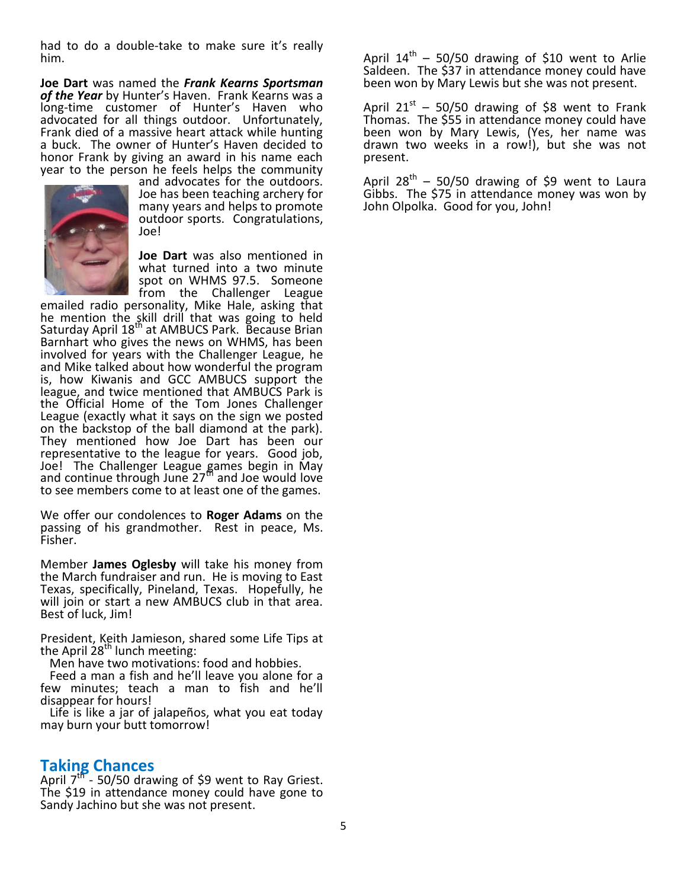had to do a double-take to make sure it's really him.

**Joe Dart** was named the ***Frank Kearns Sportsman of the Year*** by Hunter's Haven. Frank Kearns was a long-time customer of Hunter's Haven who advocated for all things outdoor. Unfortunately, Frank died of a massive heart attack while hunting a buck. The owner of Hunter's Haven decided to honor Frank by giving an award in his name each year to the person he feels helps the community and advocates for the outdoors. Joe has been teaching archery for many years and helps to promote outdoor sports. Congratulations, Joe!

**Joe Dart** was also mentioned in what turned into a two minute spot on WHMS 97.5. Someone from the Challenger League emailed radio personality, Mike Hale, asking that he mention the skill drill that was going to held Saturday April 18th at AMBUCS Park. Because Brian Barnhart who gives the news on WHMS, has been involved for years with the Challenger League, he and Mike talked about how wonderful the program is, how Kiwanis and GCC AMBUCS support the league, and twice mentioned that AMBUCS Park is the Official Home of the Tom Jones Challenger League (exactly what it says on the sign we posted on the backstop of the ball diamond at the park). They mentioned how Joe Dart has been our representative to the league for years. Good job, Joe! The Challenger League games begin in May and continue through June 27th and Joe would love to see members come to at least one of the games.

We offer our condolences to **Roger Adams** on the passing of his grandmother. Rest in peace, Ms. Fisher.

Member **James Oglesby** will take his money from the March fundraiser and run. He is moving to East Texas, specifically, Pineland, Texas. Hopefully, he will join or start a new AMBUCS club in that area. Best of luck, Jim!

President, Keith Jamieson, shared some Life Tips at the April 28th lunch meeting:

Men have two motivations: food and hobbies.

Feed a man a fish and he'll leave you alone for a few minutes; teach a man to fish and he'll disappear for hours!

Life is like a jar of jalapeños, what you eat today may burn your butt tomorrow!

## Taking Chances

April 7th - 50/50 drawing of $9 went to Ray Griest. The $19 in attendance money could have gone to Sandy Jachino but she was not present.

April 14th – 50/50 drawing of $10 went to Arlie Saldeen. The $37 in attendance money could have been won by Mary Lewis but she was not present.

April 21st – 50/50 drawing of $8 went to Frank Thomas. The $55 in attendance money could have been won by Mary Lewis, (Yes, her name was drawn two weeks in a row!), but she was not present.

April 28th – 50/50 drawing of $9 went to Laura Gibbs. The $75 in attendance money was won by John Olpolka. Good for you, John!